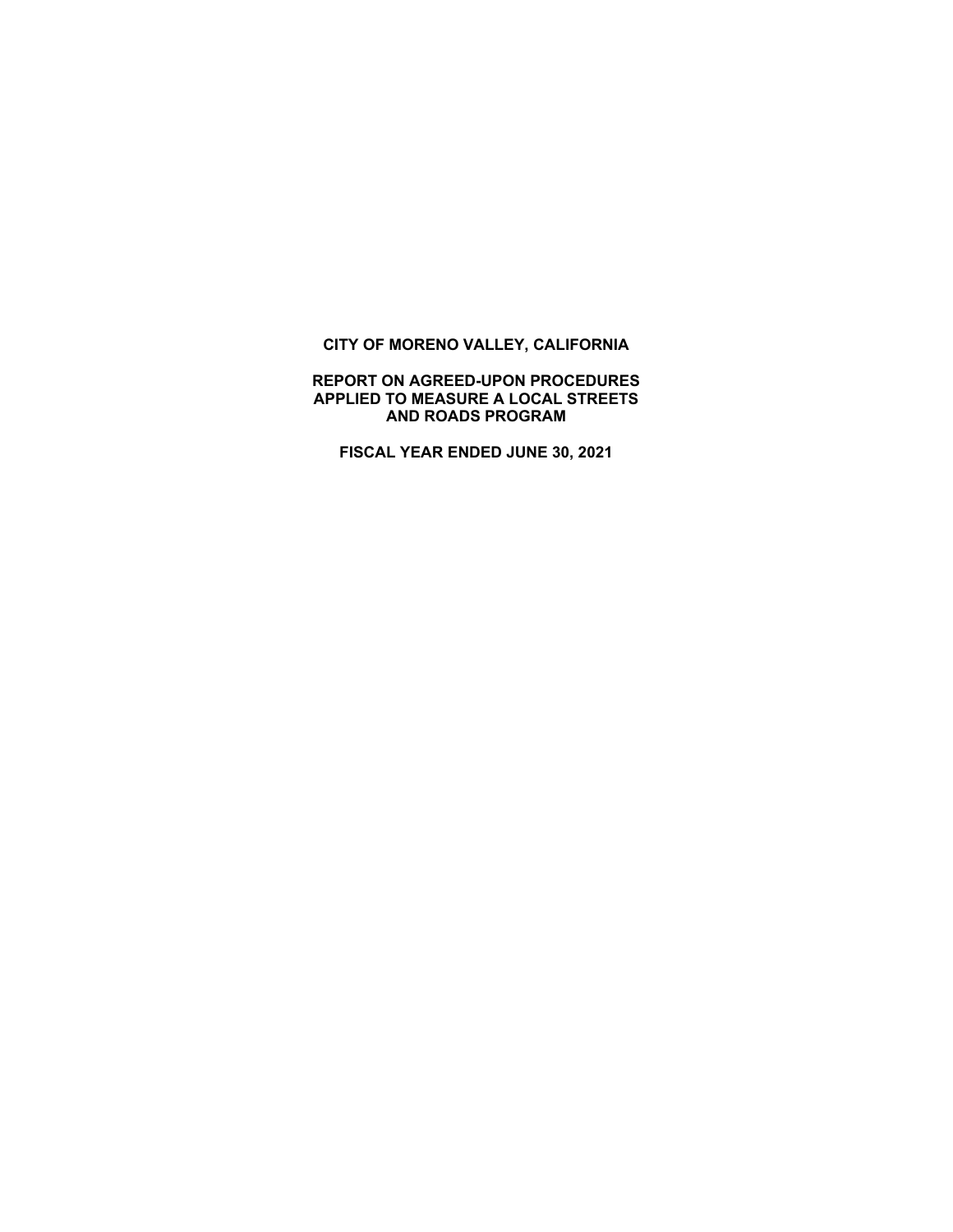# CITY OF MORENO VALLEY, CALIFORNIA

## REPORT ON AGREED-UPON PROCEDURES APPLIED TO MEASURE A LOCAL STREETS AND ROADS PROGRAM

### FISCAL YEAR ENDED JUNE 30, 2021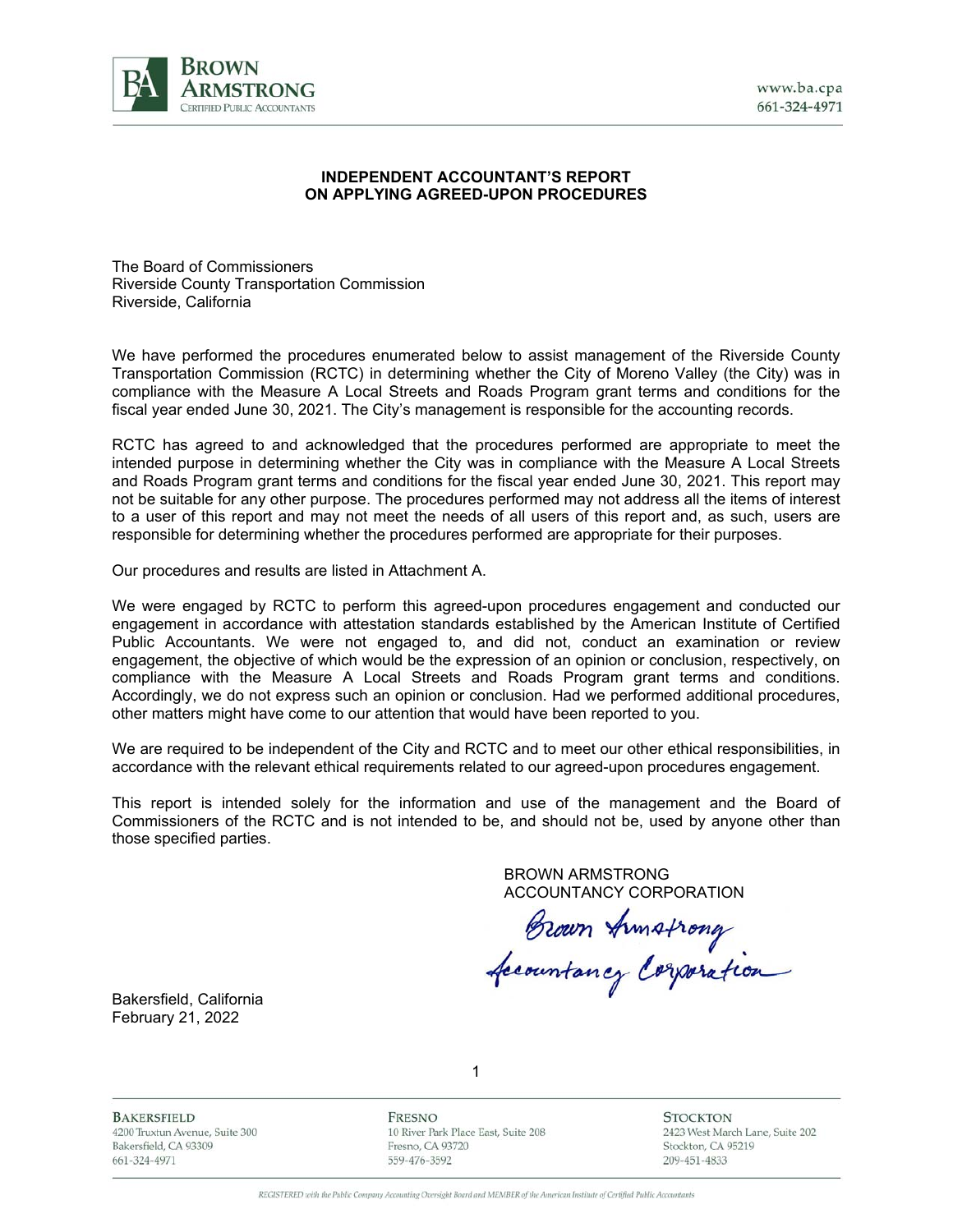**INDEPENDENT ACCOUNTANT'S REPORT**
**ON APPLYING AGREED-UPON PROCEDURES**

The Board of Commissioners
Riverside County Transportation Commission
Riverside, California

We have performed the procedures enumerated below to assist management of the Riverside County Transportation Commission (RCTC) in determining whether the City of Moreno Valley (the City) was in compliance with the Measure A Local Streets and Roads Program grant terms and conditions for the fiscal year ended June 30, 2021. The City's management is responsible for the accounting records.

RCTC has agreed to and acknowledged that the procedures performed are appropriate to meet the intended purpose in determining whether the City was in compliance with the Measure A Local Streets and Roads Program grant terms and conditions for the fiscal year ended June 30, 2021. This report may not be suitable for any other purpose. The procedures performed may not address all the items of interest to a user of this report and may not meet the needs of all users of this report and, as such, users are responsible for determining whether the procedures performed are appropriate for their purposes.

Our procedures and results are listed in Attachment A.

We were engaged by RCTC to perform this agreed-upon procedures engagement and conducted our engagement in accordance with attestation standards established by the American Institute of Certified Public Accountants. We were not engaged to, and did not, conduct an examination or review engagement, the objective of which would be the expression of an opinion or conclusion, respectively, on compliance with the Measure A Local Streets and Roads Program grant terms and conditions. Accordingly, we do not express such an opinion or conclusion. Had we performed additional procedures, other matters might have come to our attention that would have been reported to you.

We are required to be independent of the City and RCTC and to meet our other ethical responsibilities, in accordance with the relevant ethical requirements related to our agreed-upon procedures engagement.

This report is intended solely for the information and use of the management and the Board of Commissioners of the RCTC and is not intended to be, and should not be, used by anyone other than those specified parties.

BROWN ARMSTRONG
ACCOUNTANCY CORPORATION

Brown Armstrong Accountancy Corporation

Bakersfield, California
February 21, 2022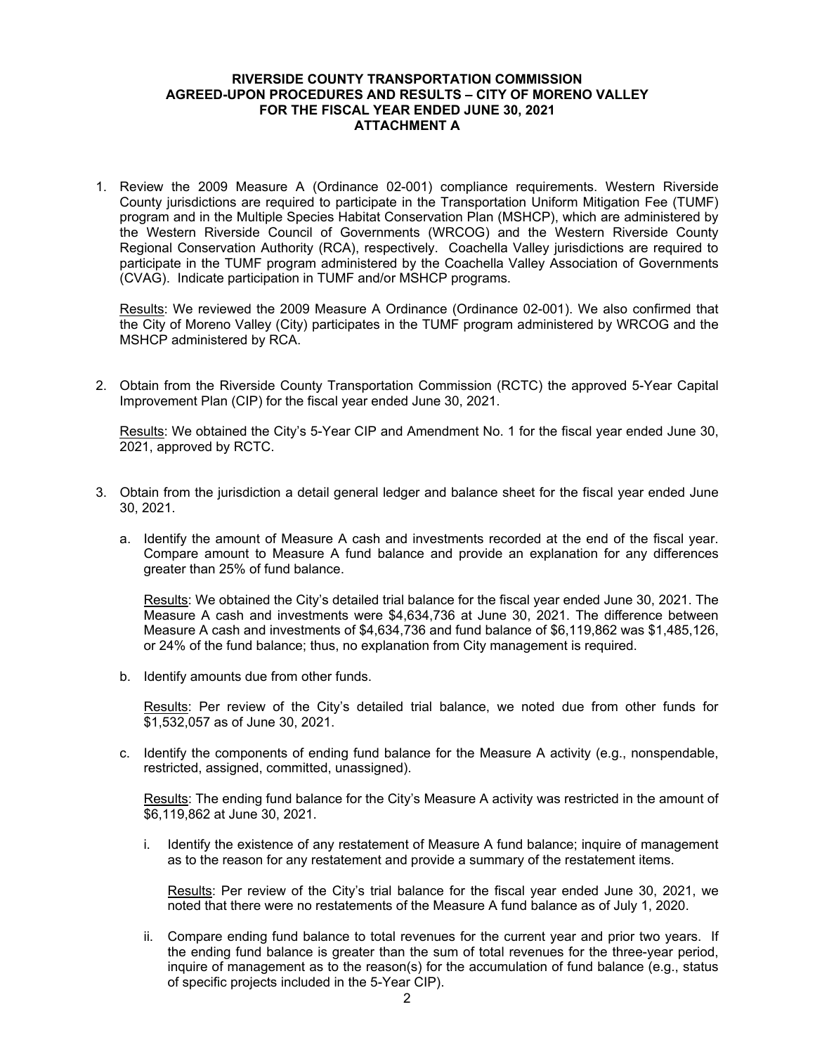**RIVERSIDE COUNTY TRANSPORTATION COMMISSION**
**AGREED-UPON PROCEDURES AND RESULTS – CITY OF MORENO VALLEY**
**FOR THE FISCAL YEAR ENDED JUNE 30, 2021**
**ATTACHMENT A**

1. Review the 2009 Measure A (Ordinance 02-001) compliance requirements. Western Riverside County jurisdictions are required to participate in the Transportation Uniform Mitigation Fee (TUMF) program and in the Multiple Species Habitat Conservation Plan (MSHCP), which are administered by the Western Riverside Council of Governments (WRCOG) and the Western Riverside County Regional Conservation Authority (RCA), respectively. Coachella Valley jurisdictions are required to participate in the TUMF program administered by the Coachella Valley Association of Governments (CVAG). Indicate participation in TUMF and/or MSHCP programs.

   Results: We reviewed the 2009 Measure A Ordinance (Ordinance 02-001). We also confirmed that the City of Moreno Valley (City) participates in the TUMF program administered by WRCOG and the MSHCP administered by RCA.

2. Obtain from the Riverside County Transportation Commission (RCTC) the approved 5-Year Capital Improvement Plan (CIP) for the fiscal year ended June 30, 2021.

   Results: We obtained the City's 5-Year CIP and Amendment No. 1 for the fiscal year ended June 30, 2021, approved by RCTC.

3. Obtain from the jurisdiction a detail general ledger and balance sheet for the fiscal year ended June 30, 2021.

   a. Identify the amount of Measure A cash and investments recorded at the end of the fiscal year. Compare amount to Measure A fund balance and provide an explanation for any differences greater than 25% of fund balance.

      Results: We obtained the City's detailed trial balance for the fiscal year ended June 30, 2021. The Measure A cash and investments were $4,634,736 at June 30, 2021. The difference between Measure A cash and investments of $4,634,736 and fund balance of $6,119,862 was $1,485,126, or 24% of the fund balance; thus, no explanation from City management is required.

   b. Identify amounts due from other funds.

      Results: Per review of the City's detailed trial balance, we noted due from other funds for $1,532,057 as of June 30, 2021.

   c. Identify the components of ending fund balance for the Measure A activity (e.g., nonspendable, restricted, assigned, committed, unassigned).

      Results: The ending fund balance for the City's Measure A activity was restricted in the amount of $6,119,862 at June 30, 2021.

      i. Identify the existence of any restatement of Measure A fund balance; inquire of management as to the reason for any restatement and provide a summary of the restatement items.

         Results: Per review of the City's trial balance for the fiscal year ended June 30, 2021, we noted that there were no restatements of the Measure A fund balance as of July 1, 2020.

      ii. Compare ending fund balance to total revenues for the current year and prior two years. If the ending fund balance is greater than the sum of total revenues for the three-year period, inquire of management as to the reason(s) for the accumulation of fund balance (e.g., status of specific projects included in the 5-Year CIP).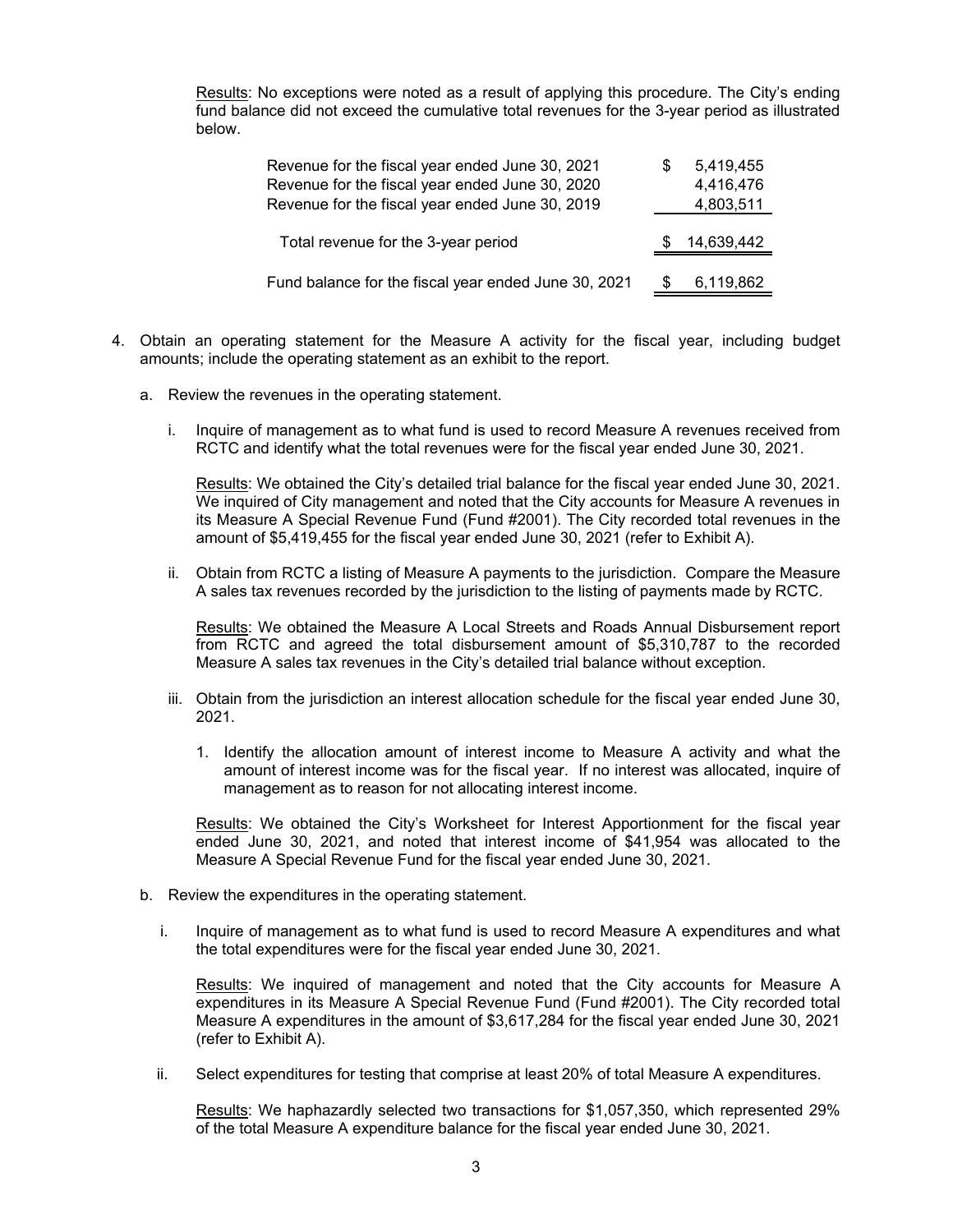Results: No exceptions were noted as a result of applying this procedure. The City's ending fund balance did not exceed the cumulative total revenues for the 3-year period as illustrated below.

| | |
|---|---|
| Revenue for the fiscal year ended June 30, 2021 | $ 5,419,455 |
| Revenue for the fiscal year ended June 30, 2020 | 4,416,476 |
| Revenue for the fiscal year ended June 30, 2019 | 4,803,511 |
| Total revenue for the 3-year period | $ 14,639,442 |
| Fund balance for the fiscal year ended June 30, 2021 | $ 6,119,862 |

4. Obtain an operating statement for the Measure A activity for the fiscal year, including budget amounts; include the operating statement as an exhibit to the report.

   a. Review the revenues in the operating statement.

      i. Inquire of management as to what fund is used to record Measure A revenues received from RCTC and identify what the total revenues were for the fiscal year ended June 30, 2021.

         Results: We obtained the City's detailed trial balance for the fiscal year ended June 30, 2021. We inquired of City management and noted that the City accounts for Measure A revenues in its Measure A Special Revenue Fund (Fund #2001). The City recorded total revenues in the amount of $5,419,455 for the fiscal year ended June 30, 2021 (refer to Exhibit A).

      ii. Obtain from RCTC a listing of Measure A payments to the jurisdiction. Compare the Measure A sales tax revenues recorded by the jurisdiction to the listing of payments made by RCTC.

         Results: We obtained the Measure A Local Streets and Roads Annual Disbursement report from RCTC and agreed the total disbursement amount of $5,310,787 to the recorded Measure A sales tax revenues in the City's detailed trial balance without exception.

      iii. Obtain from the jurisdiction an interest allocation schedule for the fiscal year ended June 30, 2021.

         1. Identify the allocation amount of interest income to Measure A activity and what the amount of interest income was for the fiscal year. If no interest was allocated, inquire of management as to reason for not allocating interest income.

         Results: We obtained the City's Worksheet for Interest Apportionment for the fiscal year ended June 30, 2021, and noted that interest income of $41,954 was allocated to the Measure A Special Revenue Fund for the fiscal year ended June 30, 2021.

   b. Review the expenditures in the operating statement.

      i. Inquire of management as to what fund is used to record Measure A expenditures and what the total expenditures were for the fiscal year ended June 30, 2021.

         Results: We inquired of management and noted that the City accounts for Measure A expenditures in its Measure A Special Revenue Fund (Fund #2001). The City recorded total Measure A expenditures in the amount of $3,617,284 for the fiscal year ended June 30, 2021 (refer to Exhibit A).

      ii. Select expenditures for testing that comprise at least 20% of total Measure A expenditures.

         Results: We haphazardly selected two transactions for $1,057,350, which represented 29% of the total Measure A expenditure balance for the fiscal year ended June 30, 2021.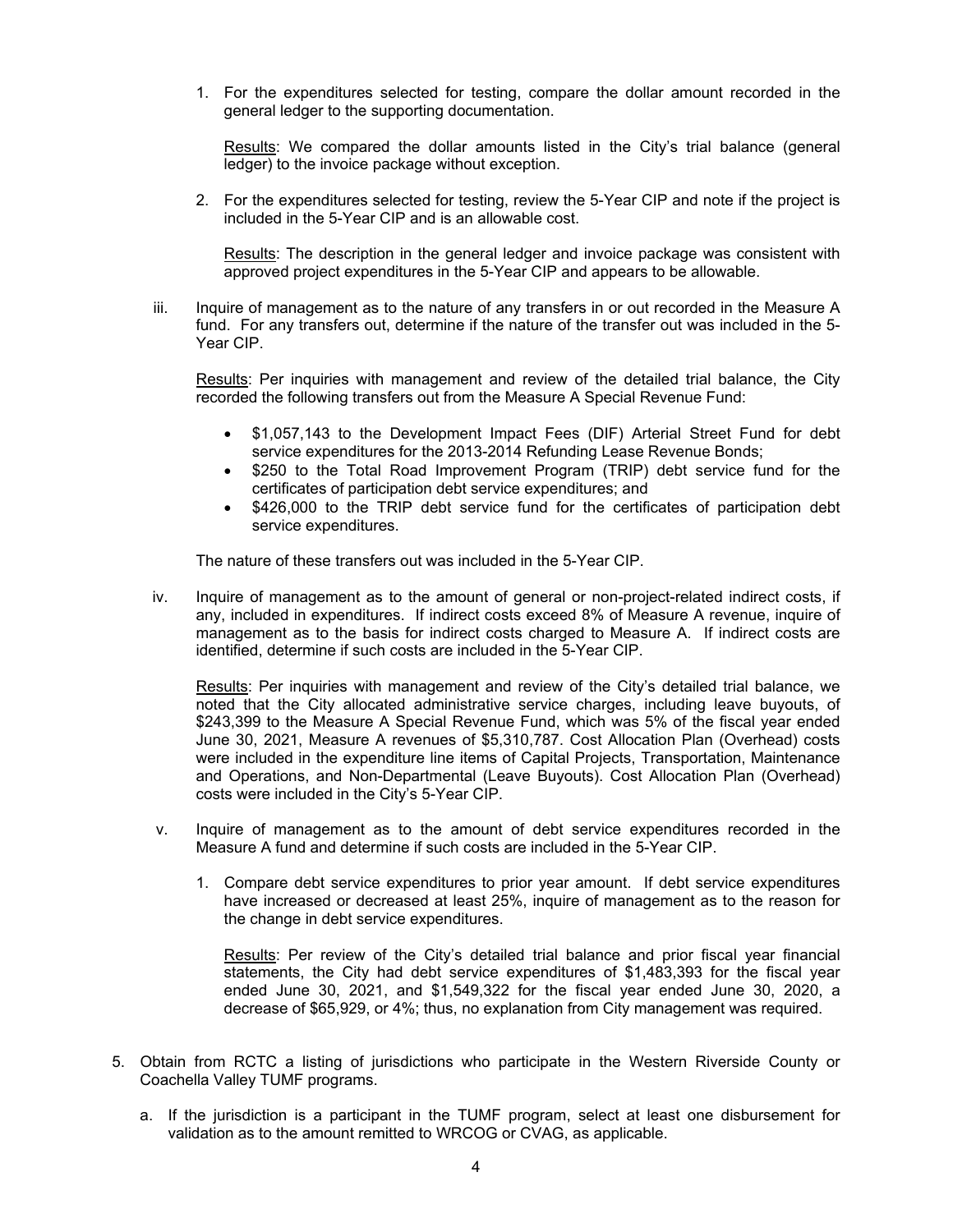1. For the expenditures selected for testing, compare the dollar amount recorded in the general ledger to the supporting documentation.

   Results: We compared the dollar amounts listed in the City's trial balance (general ledger) to the invoice package without exception.

2. For the expenditures selected for testing, review the 5-Year CIP and note if the project is included in the 5-Year CIP and is an allowable cost.

   Results: The description in the general ledger and invoice package was consistent with approved project expenditures in the 5-Year CIP and appears to be allowable.

iii. Inquire of management as to the nature of any transfers in or out recorded in the Measure A fund. For any transfers out, determine if the nature of the transfer out was included in the 5-Year CIP.

   Results: Per inquiries with management and review of the detailed trial balance, the City recorded the following transfers out from the Measure A Special Revenue Fund:

   - $1,057,143 to the Development Impact Fees (DIF) Arterial Street Fund for debt service expenditures for the 2013-2014 Refunding Lease Revenue Bonds;
   - $250 to the Total Road Improvement Program (TRIP) debt service fund for the certificates of participation debt service expenditures; and
   - $426,000 to the TRIP debt service fund for the certificates of participation debt service expenditures.

   The nature of these transfers out was included in the 5-Year CIP.

iv. Inquire of management as to the amount of general or non-project-related indirect costs, if any, included in expenditures. If indirect costs exceed 8% of Measure A revenue, inquire of management as to the basis for indirect costs charged to Measure A. If indirect costs are identified, determine if such costs are included in the 5-Year CIP.

   Results: Per inquiries with management and review of the City's detailed trial balance, we noted that the City allocated administrative service charges, including leave buyouts, of $243,399 to the Measure A Special Revenue Fund, which was 5% of the fiscal year ended June 30, 2021, Measure A revenues of $5,310,787. Cost Allocation Plan (Overhead) costs were included in the expenditure line items of Capital Projects, Transportation, Maintenance and Operations, and Non-Departmental (Leave Buyouts). Cost Allocation Plan (Overhead) costs were included in the City's 5-Year CIP.

v. Inquire of management as to the amount of debt service expenditures recorded in the Measure A fund and determine if such costs are included in the 5-Year CIP.

   1. Compare debt service expenditures to prior year amount. If debt service expenditures have increased or decreased at least 25%, inquire of management as to the reason for the change in debt service expenditures.

      Results: Per review of the City's detailed trial balance and prior fiscal year financial statements, the City had debt service expenditures of $1,483,393 for the fiscal year ended June 30, 2021, and $1,549,322 for the fiscal year ended June 30, 2020, a decrease of $65,929, or 4%; thus, no explanation from City management was required.

5. Obtain from RCTC a listing of jurisdictions who participate in the Western Riverside County or Coachella Valley TUMF programs.

   a. If the jurisdiction is a participant in the TUMF program, select at least one disbursement for validation as to the amount remitted to WRCOG or CVAG, as applicable.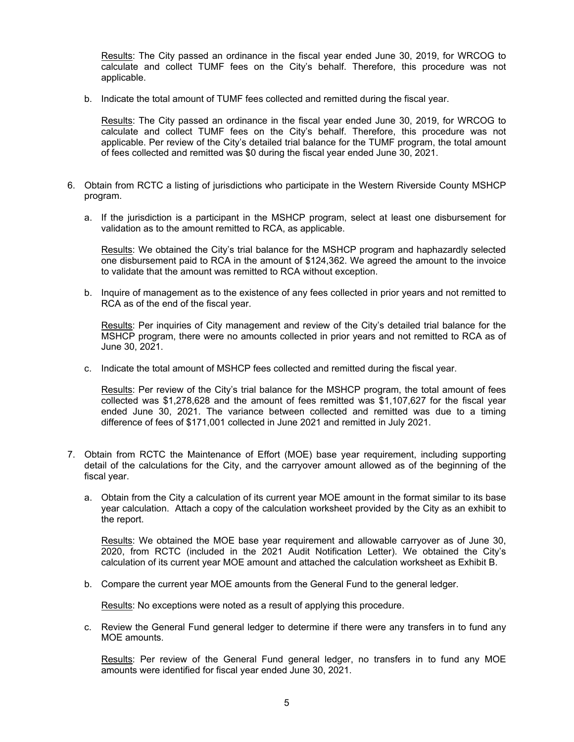Results: The City passed an ordinance in the fiscal year ended June 30, 2019, for WRCOG to calculate and collect TUMF fees on the City's behalf. Therefore, this procedure was not applicable.

b. Indicate the total amount of TUMF fees collected and remitted during the fiscal year.

   Results: The City passed an ordinance in the fiscal year ended June 30, 2019, for WRCOG to calculate and collect TUMF fees on the City's behalf. Therefore, this procedure was not applicable. Per review of the City's detailed trial balance for the TUMF program, the total amount of fees collected and remitted was $0 during the fiscal year ended June 30, 2021.

6. Obtain from RCTC a listing of jurisdictions who participate in the Western Riverside County MSHCP program.

   a. If the jurisdiction is a participant in the MSHCP program, select at least one disbursement for validation as to the amount remitted to RCA, as applicable.

      Results: We obtained the City's trial balance for the MSHCP program and haphazardly selected one disbursement paid to RCA in the amount of $124,362. We agreed the amount to the invoice to validate that the amount was remitted to RCA without exception.

   b. Inquire of management as to the existence of any fees collected in prior years and not remitted to RCA as of the end of the fiscal year.

      Results: Per inquiries of City management and review of the City's detailed trial balance for the MSHCP program, there were no amounts collected in prior years and not remitted to RCA as of June 30, 2021.

   c. Indicate the total amount of MSHCP fees collected and remitted during the fiscal year.

      Results: Per review of the City's trial balance for the MSHCP program, the total amount of fees collected was $1,278,628 and the amount of fees remitted was $1,107,627 for the fiscal year ended June 30, 2021. The variance between collected and remitted was due to a timing difference of fees of $171,001 collected in June 2021 and remitted in July 2021.

7. Obtain from RCTC the Maintenance of Effort (MOE) base year requirement, including supporting detail of the calculations for the City, and the carryover amount allowed as of the beginning of the fiscal year.

   a. Obtain from the City a calculation of its current year MOE amount in the format similar to its base year calculation. Attach a copy of the calculation worksheet provided by the City as an exhibit to the report.

      Results: We obtained the MOE base year requirement and allowable carryover as of June 30, 2020, from RCTC (included in the 2021 Audit Notification Letter). We obtained the City's calculation of its current year MOE amount and attached the calculation worksheet as Exhibit B.

   b. Compare the current year MOE amounts from the General Fund to the general ledger.

      Results: No exceptions were noted as a result of applying this procedure.

   c. Review the General Fund general ledger to determine if there were any transfers in to fund any MOE amounts.

      Results: Per review of the General Fund general ledger, no transfers in to fund any MOE amounts were identified for fiscal year ended June 30, 2021.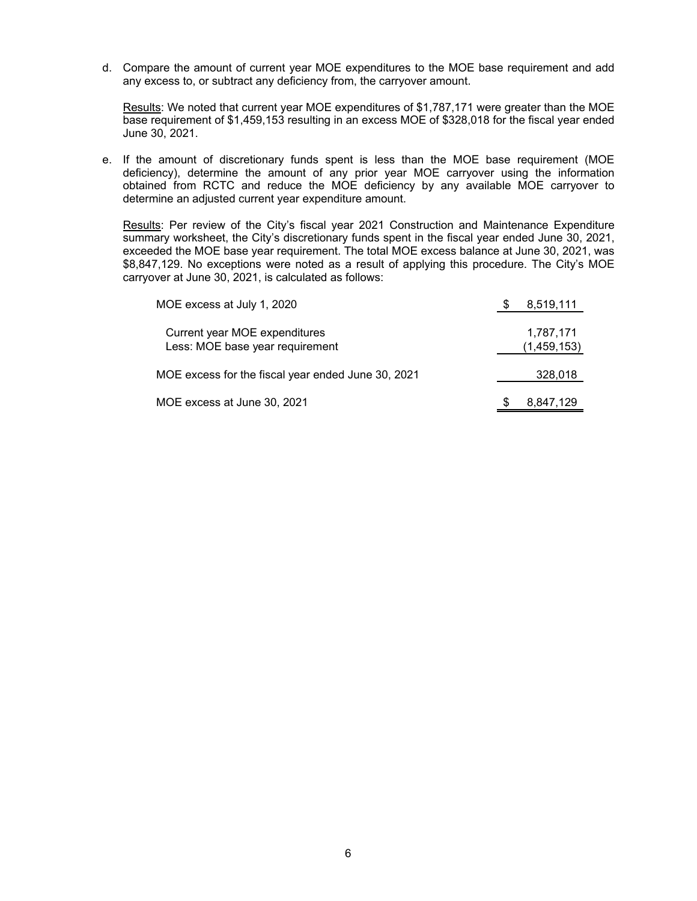d. Compare the amount of current year MOE expenditures to the MOE base requirement and add any excess to, or subtract any deficiency from, the carryover amount.

   Results: We noted that current year MOE expenditures of $1,787,171 were greater than the MOE base requirement of $1,459,153 resulting in an excess MOE of $328,018 for the fiscal year ended June 30, 2021.

e. If the amount of discretionary funds spent is less than the MOE base requirement (MOE deficiency), determine the amount of any prior year MOE carryover using the information obtained from RCTC and reduce the MOE deficiency by any available MOE carryover to determine an adjusted current year expenditure amount.

   Results: Per review of the City's fiscal year 2021 Construction and Maintenance Expenditure summary worksheet, the City's discretionary funds spent in the fiscal year ended June 30, 2021, exceeded the MOE base year requirement. The total MOE excess balance at June 30, 2021, was $8,847,129. No exceptions were noted as a result of applying this procedure. The City's MOE carryover at June 30, 2021, is calculated as follows:

| | |
|---|---|
| MOE excess at July 1, 2020 | $ 8,519,111 |
| Current year MOE expenditures | 1,787,171 |
| Less: MOE base year requirement | (1,459,153) |
| MOE excess for the fiscal year ended June 30, 2021 | 328,018 |
| MOE excess at June 30, 2021 | $ 8,847,129 |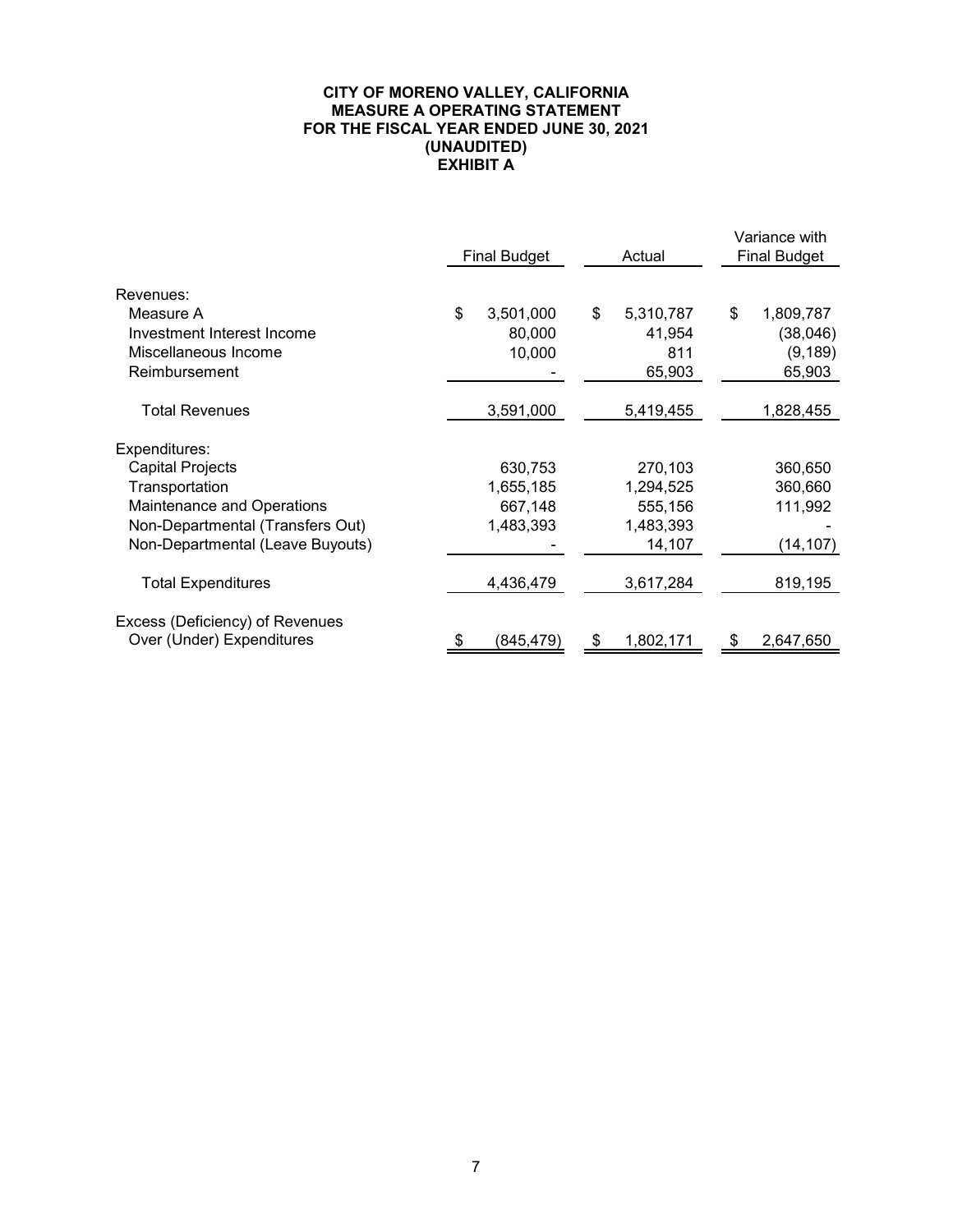**CITY OF MORENO VALLEY, CALIFORNIA**
**MEASURE A OPERATING STATEMENT**
**FOR THE FISCAL YEAR ENDED JUNE 30, 2021**
**(UNAUDITED)**
**EXHIBIT A**

| | Final Budget | Actual | Variance with Final Budget |
|---|---|---|---|
| Revenues: | | | |
| Measure A | $ 3,501,000 | $ 5,310,787 | $ 1,809,787 |
| Investment Interest Income | 80,000 | 41,954 | (38,046) |
| Miscellaneous Income | 10,000 | 811 | (9,189) |
| Reimbursement | - | 65,903 | 65,903 |
| Total Revenues | 3,591,000 | 5,419,455 | 1,828,455 |
| Expenditures: | | | |
| Capital Projects | 630,753 | 270,103 | 360,650 |
| Transportation | 1,655,185 | 1,294,525 | 360,660 |
| Maintenance and Operations | 667,148 | 555,156 | 111,992 |
| Non-Departmental (Transfers Out) | 1,483,393 | 1,483,393 | - |
| Non-Departmental (Leave Buyouts) | - | 14,107 | (14,107) |
| Total Expenditures | 4,436,479 | 3,617,284 | 819,195 |
| Excess (Deficiency) of Revenues Over (Under) Expenditures | $ (845,479) | $ 1,802,171 | $ 2,647,650 |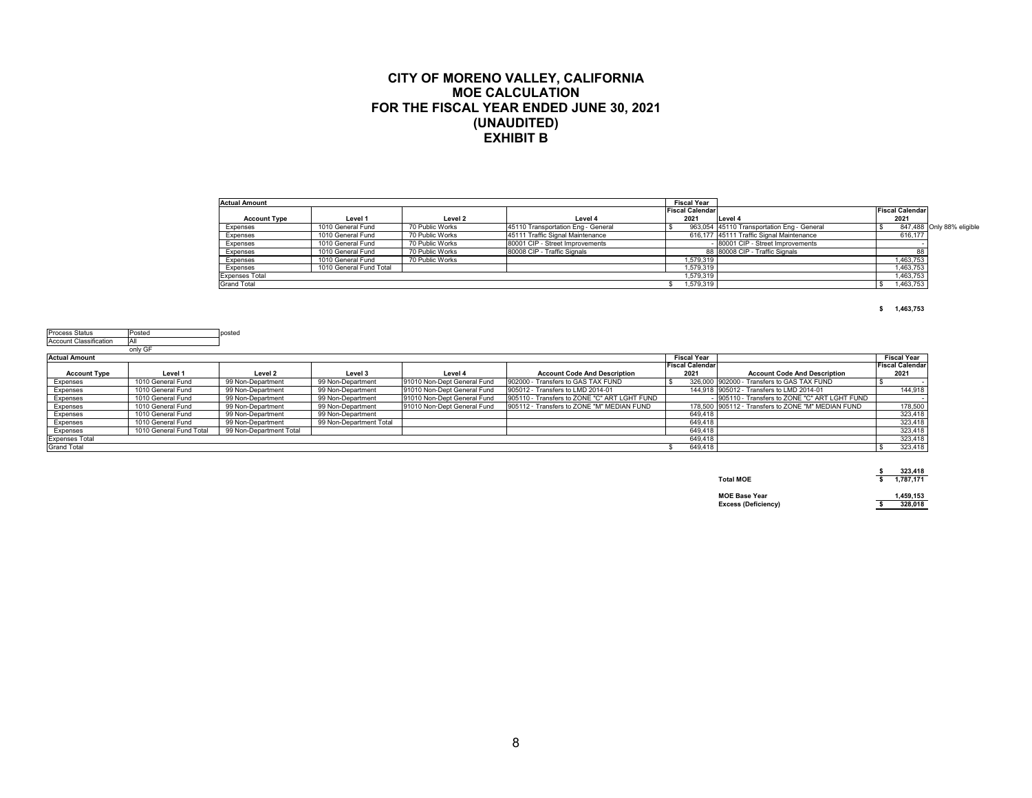# CITY OF MORENO VALLEY, CALIFORNIA
## MOE CALCULATION
## FOR THE FISCAL YEAR ENDED JUNE 30, 2021
## (UNAUDITED)
## EXHIBIT B

| Actual Amount | | | | Fiscal Year | | | |
|---|---|---|---|---|---|---|---|
| **Account Type** | **Level 1** | **Level 2** | **Level 4** | **Fiscal Calendar 2021** | **Level 4** | **Fiscal Calendar 2021** | |
| Expenses | 1010 General Fund | 70 Public Works | 45110 Transportation Eng - General | $ 963,054 | 45110 Transportation Eng - General | $ 847,488 | Only 88% eligible |
| Expenses | 1010 General Fund | 70 Public Works | 45111 Traffic Signal Maintenance | 616,177 | 45111 Traffic Signal Maintenance | 616,177 | |
| Expenses | 1010 General Fund | 70 Public Works | 80001 CIP - Street Improvements | - | 80001 CIP - Street Improvements | - | |
| Expenses | 1010 General Fund | 70 Public Works | 80008 CIP - Traffic Signals | 88 | 80008 CIP - Traffic Signals | 88 | |
| Expenses | 1010 General Fund | 70 Public Works | | 1,579,319 | | 1,463,753 | |
| Expenses | 1010 General Fund Total | | | 1,579,319 | | 1,463,753 | |
| Expenses Total | | | | 1,579,319 | | 1,463,753 | |
| Grand Total | | | | $ 1,579,319 | | $ 1,463,753 | |

**$ 1,463,753**

| | | |
|---|---|---|
| Process Status | Posted | posted |
| Account Classification | All | |
| | only GF | |

| Actual Amount | | | | | | Fiscal Year | | Fiscal Year |
|---|---|---|---|---|---|---|---|---|
| **Account Type** | **Level 1** | **Level 2** | **Level 3** | **Level 4** | **Account Code And Description** | **Fiscal Calendar 2021** | **Account Code And Description** | **Fiscal Calendar 2021** |
| Expenses | 1010 General Fund | 99 Non-Department | 99 Non-Department | 91010 Non-Dept General Fund | 902000 - Transfers to GAS TAX FUND | $ 326,000 | 902000 - Transfers to GAS TAX FUND | $ - |
| Expenses | 1010 General Fund | 99 Non-Department | 99 Non-Department | 91010 Non-Dept General Fund | 905012 - Transfers to LMD 2014-01 | 144,918 | 905012 - Transfers to LMD 2014-01 | 144,918 |
| Expenses | 1010 General Fund | 99 Non-Department | 99 Non-Department | 91010 Non-Dept General Fund | 905110 - Transfers to ZONE "C" ART LGHT FUND | - | 905110 - Transfers to ZONE "C" ART LGHT FUND | - |
| Expenses | 1010 General Fund | 99 Non-Department | 99 Non-Department | 91010 Non-Dept General Fund | 905112 - Transfers to ZONE "M" MEDIAN FUND | 178,500 | 905112 - Transfers to ZONE "M" MEDIAN FUND | 178,500 |
| Expenses | 1010 General Fund | 99 Non-Department | 99 Non-Department | | | 649,418 | | 323,418 |
| Expenses | 1010 General Fund | 99 Non-Department | 99 Non-Department Total | | | 649,418 | | 323,418 |
| Expenses | 1010 General Fund Total | 99 Non-Department Total | | | | 649,418 | | 323,418 |
| Expenses Total | | | | | | 649,418 | | 323,418 |
| Grand Total | | | | | | $ 649,418 | | $ 323,418 |

| | |
|---|---|
| | $ 323,418 |
| **Total MOE** | **$ 1,787,171** |
| **MOE Base Year** | **1,459,153** |
| **Excess (Deficiency)** | **$ 328,018** |